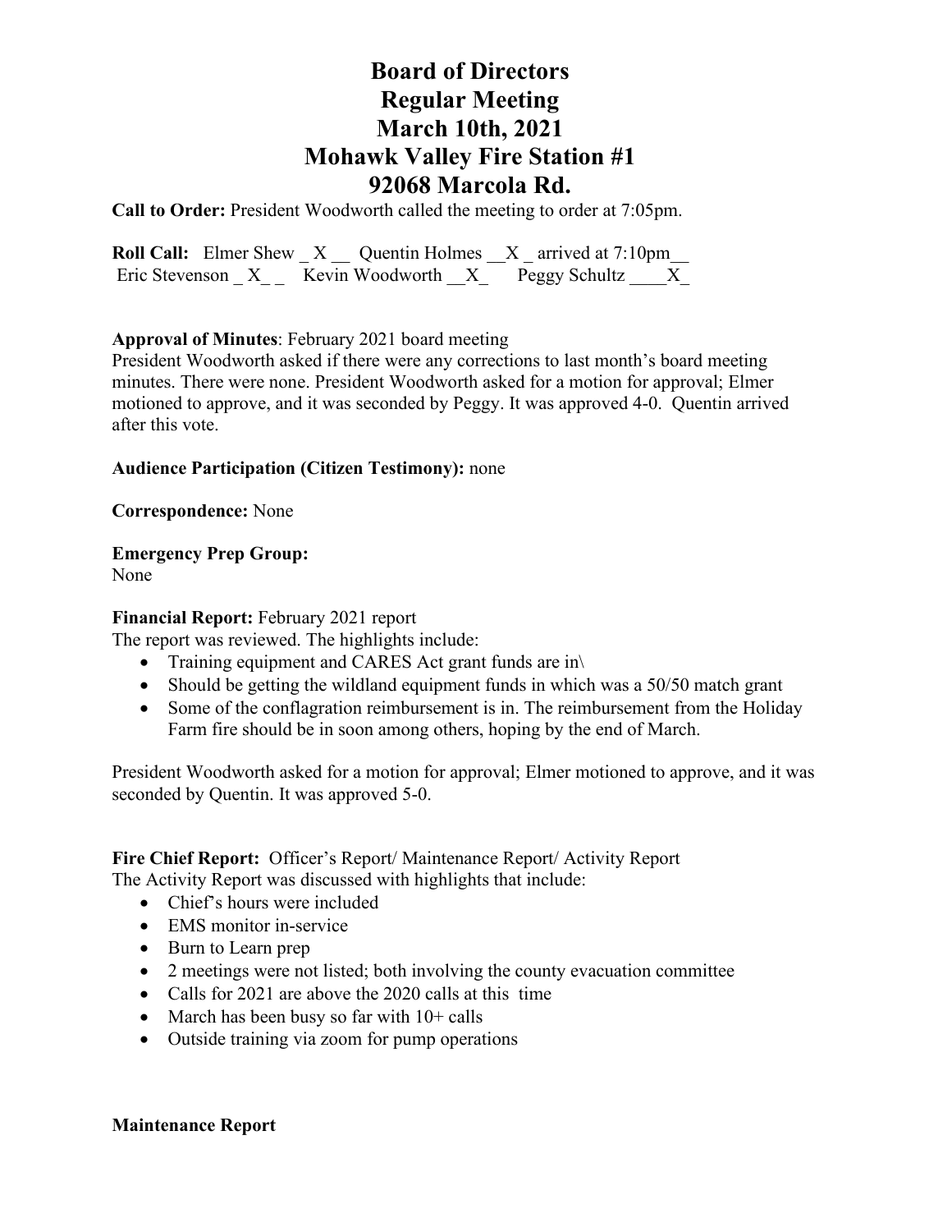# Board of Directors
# Regular Meeting
# March 10th, 2021
# Mohawk Valley Fire Station #1
# 92068 Marcola Rd.

**Call to Order:** President Woodworth called the meeting to order at 7:05pm.

**Roll Call:** Elmer Shew _ X __ Quentin Holmes __X _ arrived at 7:10pm__
Eric Stevenson _ X_ _ Kevin Woodworth __X_ Peggy Schultz ____X_

**Approval of Minutes**: February 2021 board meeting
President Woodworth asked if there were any corrections to last month's board meeting minutes. There were none. President Woodworth asked for a motion for approval; Elmer motioned to approve, and it was seconded by Peggy. It was approved 4-0. Quentin arrived after this vote.

**Audience Participation (Citizen Testimony):** none

**Correspondence:** None

**Emergency Prep Group:**
None

**Financial Report:** February 2021 report
The report was reviewed. The highlights include:

- Training equipment and CARES Act grant funds are in\
- Should be getting the wildland equipment funds in which was a 50/50 match grant
- Some of the conflagration reimbursement is in. The reimbursement from the Holiday Farm fire should be in soon among others, hoping by the end of March.

President Woodworth asked for a motion for approval; Elmer motioned to approve, and it was seconded by Quentin. It was approved 5-0.

**Fire Chief Report:** Officer's Report/ Maintenance Report/ Activity Report
The Activity Report was discussed with highlights that include:

- Chief's hours were included
- EMS monitor in-service
- Burn to Learn prep
- 2 meetings were not listed; both involving the county evacuation committee
- Calls for 2021 are above the 2020 calls at this time
- March has been busy so far with 10+ calls
- Outside training via zoom for pump operations

**Maintenance Report**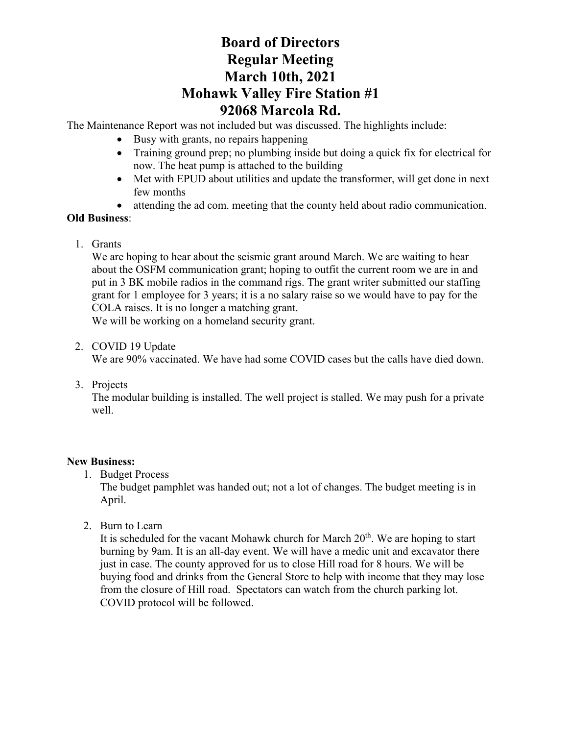# Board of Directors
# Regular Meeting
# March 10th, 2021
# Mohawk Valley Fire Station #1
# 92068 Marcola Rd.

The Maintenance Report was not included but was discussed. The highlights include:

- Busy with grants, no repairs happening
- Training ground prep; no plumbing inside but doing a quick fix for electrical for now. The heat pump is attached to the building
- Met with EPUD about utilities and update the transformer, will get done in next few months
- attending the ad com. meeting that the county held about radio communication.

**Old Business**:

1. Grants
   We are hoping to hear about the seismic grant around March. We are waiting to hear about the OSFM communication grant; hoping to outfit the current room we are in and put in 3 BK mobile radios in the command rigs. The grant writer submitted our staffing grant for 1 employee for 3 years; it is a no salary raise so we would have to pay for the COLA raises. It is no longer a matching grant.
   We will be working on a homeland security grant.

2. COVID 19 Update
   We are 90% vaccinated. We have had some COVID cases but the calls have died down.

3. Projects
   The modular building is installed. The well project is stalled. We may push for a private well.

**New Business:**

1. Budget Process
   The budget pamphlet was handed out; not a lot of changes. The budget meeting is in April.

2. Burn to Learn
   It is scheduled for the vacant Mohawk church for March 20th. We are hoping to start burning by 9am. It is an all-day event. We will have a medic unit and excavator there just in case. The county approved for us to close Hill road for 8 hours. We will be buying food and drinks from the General Store to help with income that they may lose from the closure of Hill road. Spectators can watch from the church parking lot. COVID protocol will be followed.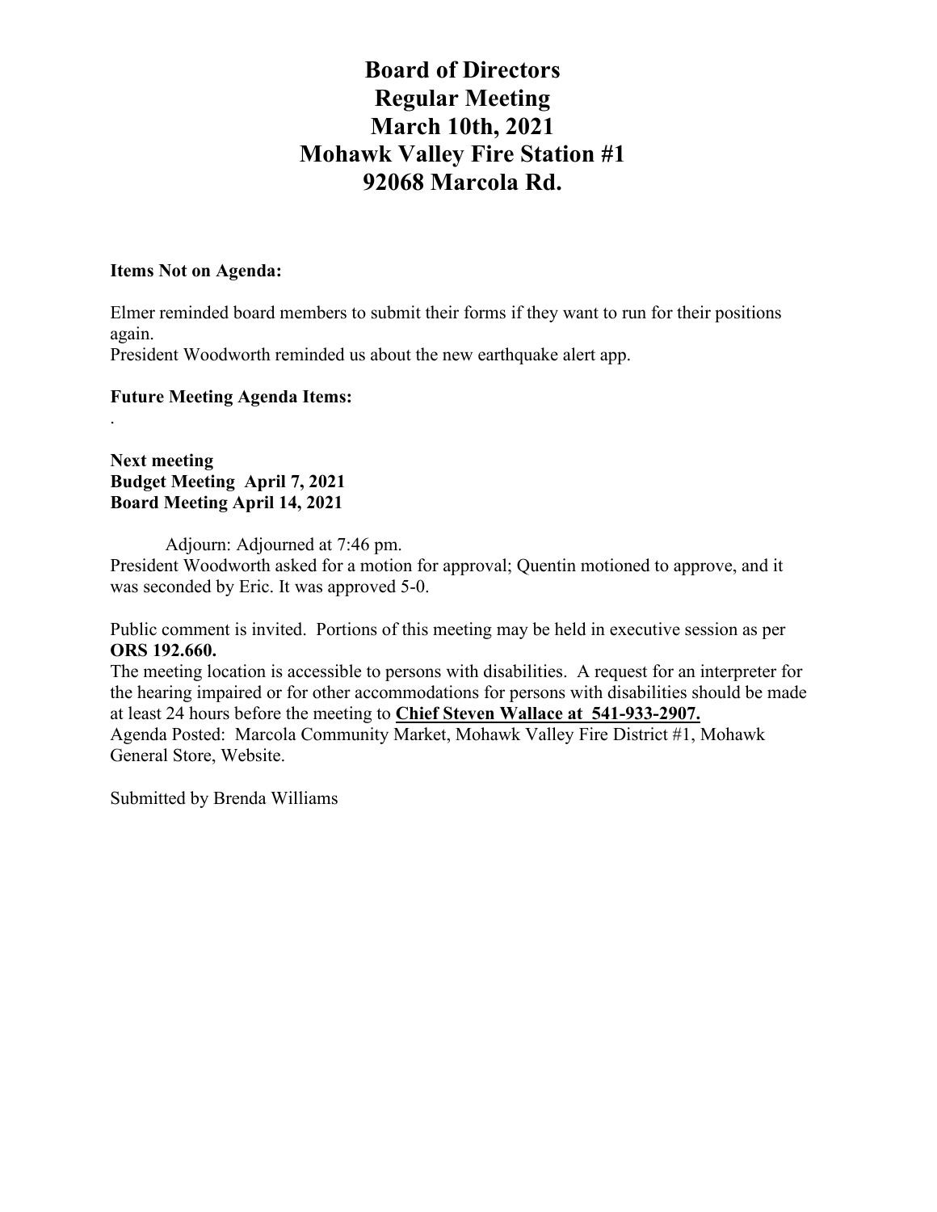# Board of Directors
# Regular Meeting
# March 10th, 2021
# Mohawk Valley Fire Station #1
# 92068 Marcola Rd.

**Items Not on Agenda:**

Elmer reminded board members to submit their forms if they want to run for their positions again.
President Woodworth reminded us about the new earthquake alert app.

**Future Meeting Agenda Items:**

.

**Next meeting**
**Budget Meeting April 7, 2021**
**Board Meeting April 14, 2021**

Adjourn: Adjourned at 7:46 pm.
President Woodworth asked for a motion for approval; Quentin motioned to approve, and it was seconded by Eric. It was approved 5-0.

Public comment is invited. Portions of this meeting may be held in executive session as per **ORS 192.660.**
The meeting location is accessible to persons with disabilities. A request for an interpreter for the hearing impaired or for other accommodations for persons with disabilities should be made at least 24 hours before the meeting to **Chief Steven Wallace at 541-933-2907.**
Agenda Posted: Marcola Community Market, Mohawk Valley Fire District #1, Mohawk General Store, Website.

Submitted by Brenda Williams